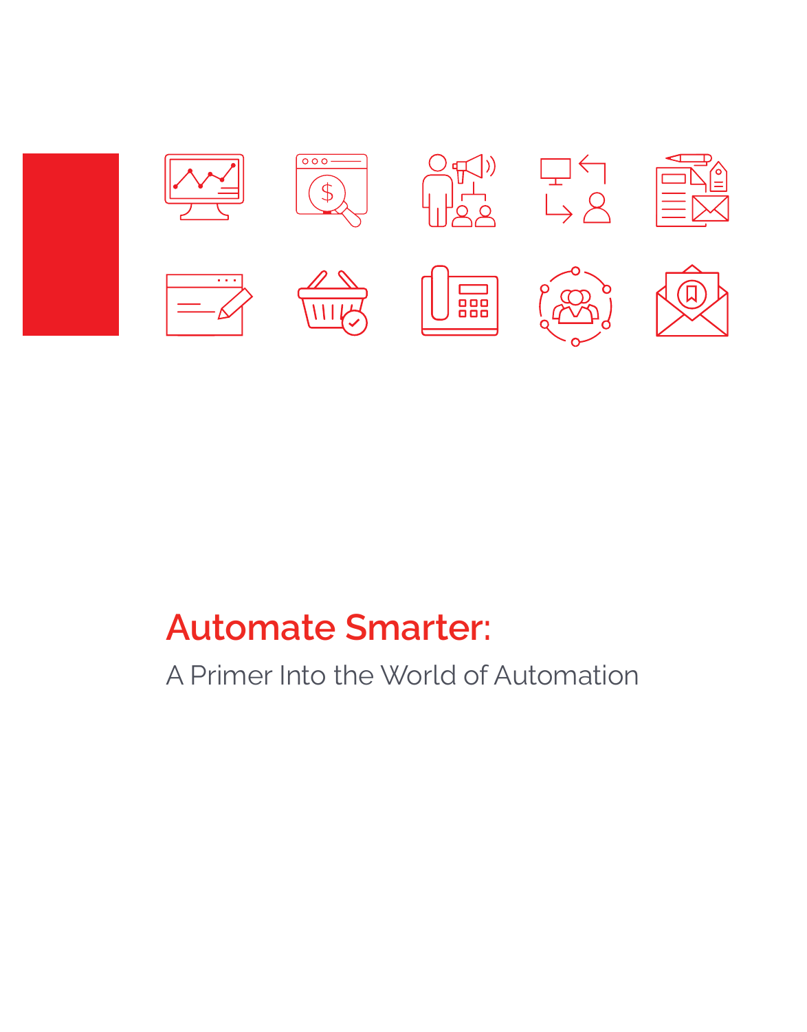# Automate Smarter:

A Primer Into the World of Automation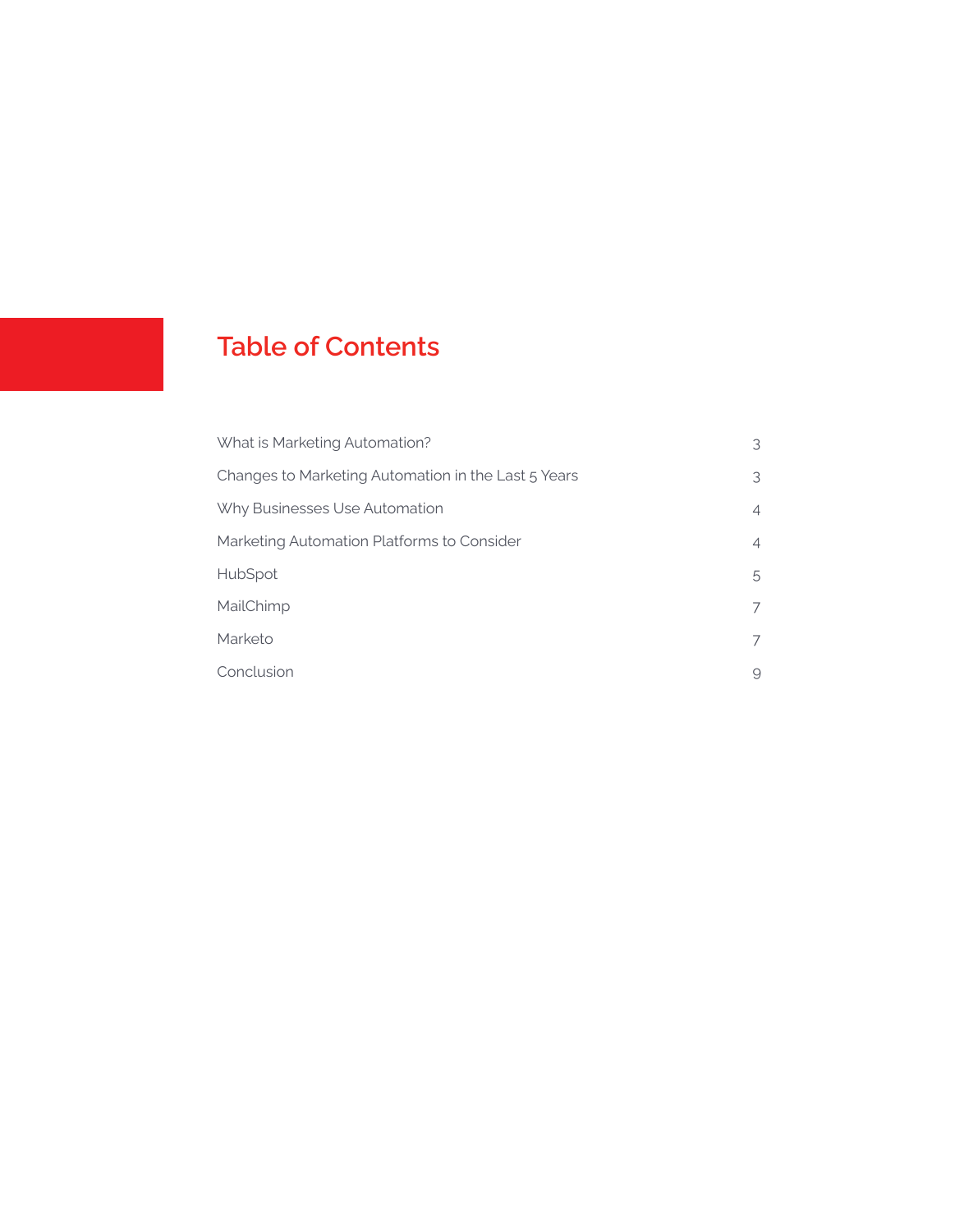# Table of Contents

| | |
|---|---|
| What is Marketing Automation? | 3 |
| Changes to Marketing Automation in the Last 5 Years | 3 |
| Why Businesses Use Automation | 4 |
| Marketing Automation Platforms to Consider | 4 |
| HubSpot | 5 |
| MailChimp | 7 |
| Marketo | 7 |
| Conclusion | 9 |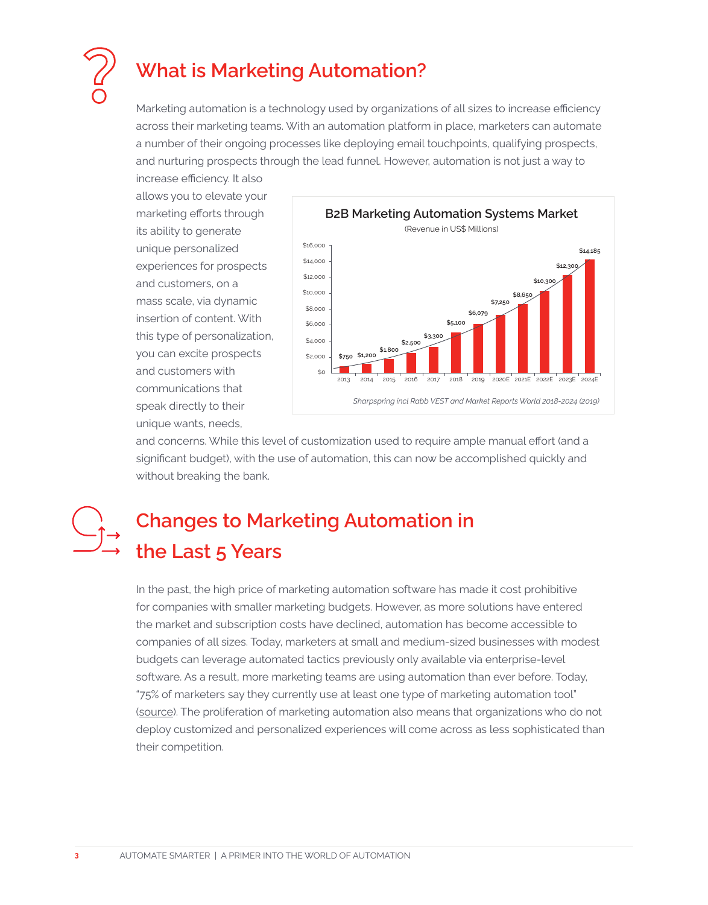# What is Marketing Automation?

Marketing automation is a technology used by organizations of all sizes to increase efficiency across their marketing teams. With an automation platform in place, marketers can automate a number of their ongoing processes like deploying email touchpoints, qualifying prospects, and nurturing prospects through the lead funnel. However, automation is not just a way to increase efficiency. It also allows you to elevate your marketing efforts through its ability to generate unique personalized experiences for prospects and customers, on a mass scale, via dynamic insertion of content. With this type of personalization, you can excite prospects and customers with communications that speak directly to their unique wants, needs, and concerns. While this level of customization used to require ample manual effort (and a significant budget), with the use of automation, this can now be accomplished quickly and without breaking the bank.

**B2B Marketing Automation Systems Market**

(Revenue in US$ Millions)

| Year | Revenue |
|---|---|
| 2013 | $750 |
| 2014 | $1,200 |
| 2015 | $1,800 |
| 2016 | $2,500 |
| 2017 | $3,300 |
| 2018 | $5,100 |
| 2019 | $6,079 |
| 2020E | $7,250 |
| 2021E | $8,650 |
| 2022E | $10,300 |
| 2023E | $12,300 |
| 2024E | $14,185 |

*Sharpspring incl Rabb VEST and Market Reports World 2018-2024 (2019)*

# Changes to Marketing Automation in the Last 5 Years

In the past, the high price of marketing automation software has made it cost prohibitive for companies with smaller marketing budgets. However, as more solutions have entered the market and subscription costs have declined, automation has become accessible to companies of all sizes. Today, marketers at small and medium-sized businesses with modest budgets can leverage automated tactics previously only available via enterprise-level software. As a result, more marketing teams are using automation than ever before. Today, "75% of marketers say they currently use at least one type of marketing automation tool" (source). The proliferation of marketing automation also means that organizations who do not deploy customized and personalized experiences will come across as less sophisticated than their competition.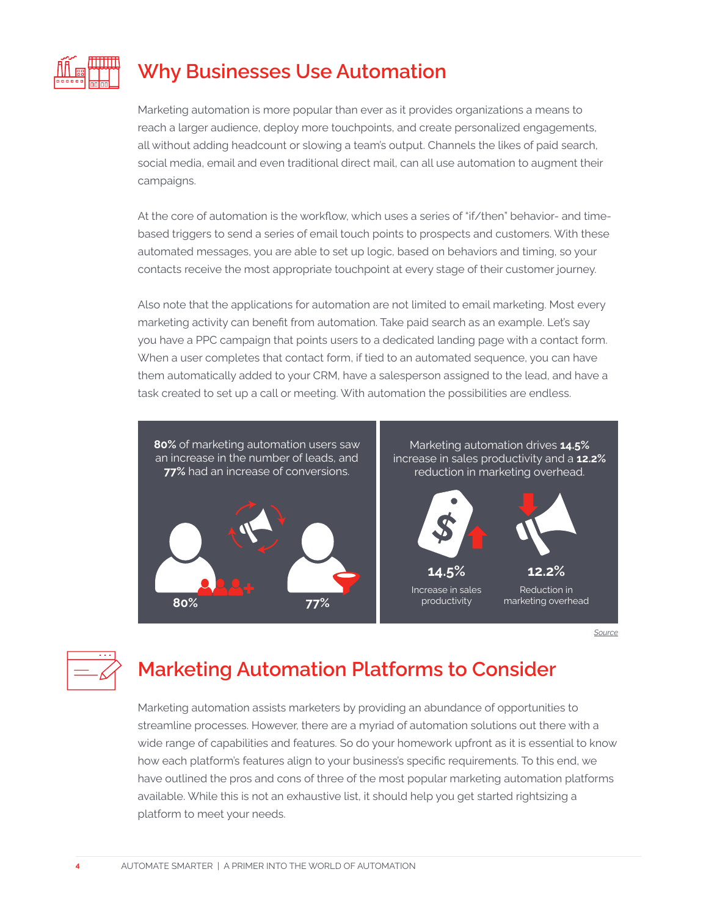## Why Businesses Use Automation

Marketing automation is more popular than ever as it provides organizations a means to reach a larger audience, deploy more touchpoints, and create personalized engagements, all without adding headcount or slowing a team's output. Channels the likes of paid search, social media, email and even traditional direct mail, can all use automation to augment their campaigns.

At the core of automation is the workflow, which uses a series of "if/then" behavior- and time-based triggers to send a series of email touch points to prospects and customers. With these automated messages, you are able to set up logic, based on behaviors and timing, so your contacts receive the most appropriate touchpoint at every stage of their customer journey.

Also note that the applications for automation are not limited to email marketing. Most every marketing activity can benefit from automation. Take paid search as an example. Let's say you have a PPC campaign that points users to a dedicated landing page with a contact form. When a user completes that contact form, if tied to an automated sequence, you can have them automatically added to your CRM, have a salesperson assigned to the lead, and have a task created to set up a call or meeting. With automation the possibilities are endless.

**80%** of marketing automation users saw an increase in the number of leads, and **77%** had an increase of conversions.

**80%**

**77%**

Marketing automation drives **14.5%** increase in sales productivity and a **12.2%** reduction in marketing overhead.

**14.5%**
Increase in sales productivity

**12.2%**
Reduction in marketing overhead

*Source*

## Marketing Automation Platforms to Consider

Marketing automation assists marketers by providing an abundance of opportunities to streamline processes. However, there are a myriad of automation solutions out there with a wide range of capabilities and features. So do your homework upfront as it is essential to know how each platform's features align to your business's specific requirements. To this end, we have outlined the pros and cons of three of the most popular marketing automation platforms available. While this is not an exhaustive list, it should help you get started rightsizing a platform to meet your needs.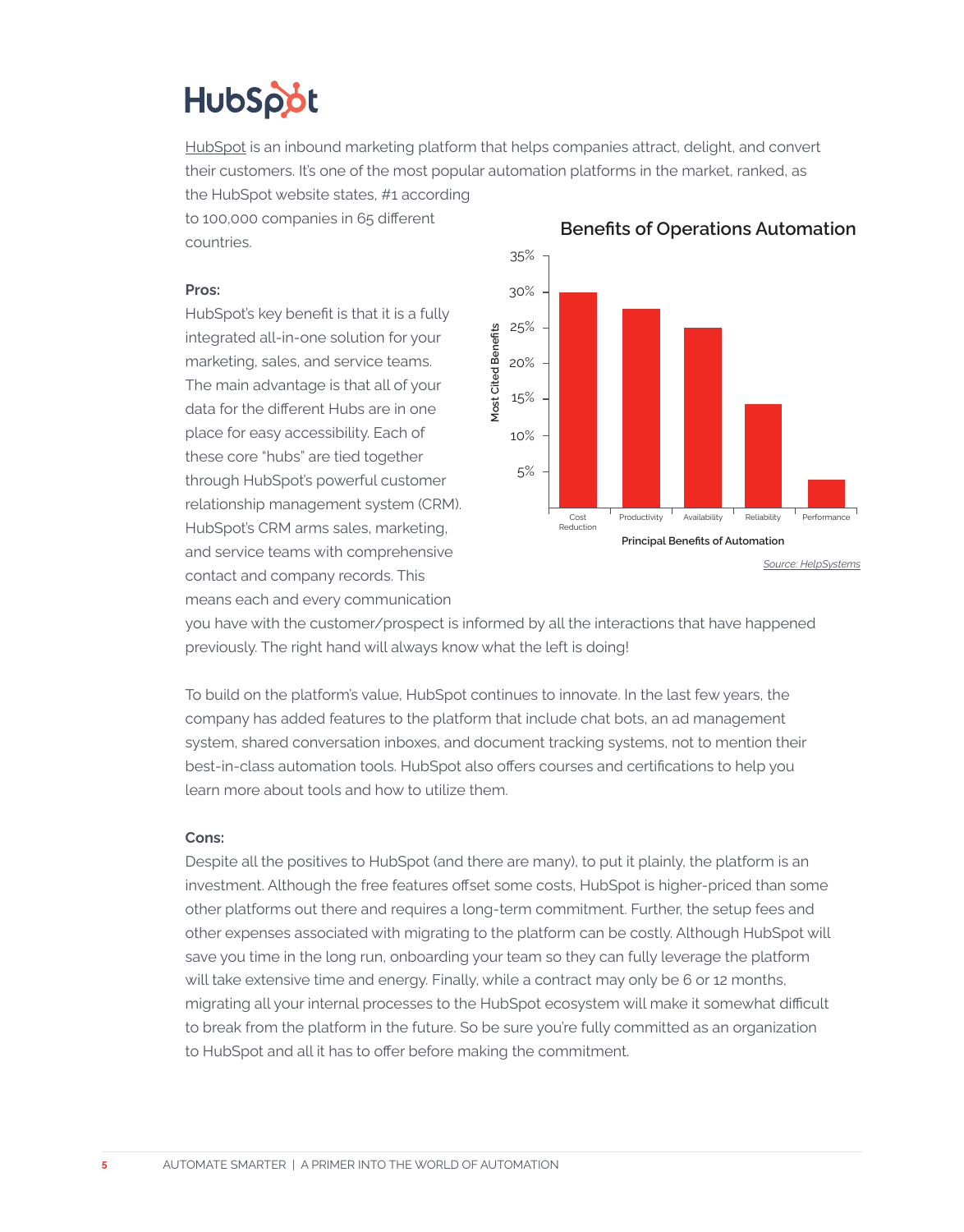# HubSpot

HubSpot is an inbound marketing platform that helps companies attract, delight, and convert their customers. It's one of the most popular automation platforms in the market, ranked, as the HubSpot website states, #1 according to 100,000 companies in 65 different countries.

**Pros:**

HubSpot's key benefit is that it is a fully integrated all-in-one solution for your marketing, sales, and service teams. The main advantage is that all of your data for the different Hubs are in one place for easy accessibility. Each of these core "hubs" are tied together through HubSpot's powerful customer relationship management system (CRM). HubSpot's CRM arms sales, marketing, and service teams with comprehensive contact and company records. This means each and every communication you have with the customer/prospect is informed by all the interactions that have happened previously. The right hand will always know what the left is doing!

**Benefits of Operations Automation**

| Principal Benefits of Automation | Most Cited Benefits |
|---|---|
| Cost Reduction | 30% |
| Productivity | ~27.5% |
| Availability | 25% |
| Reliability | ~14.5% |
| Performance | ~4% |

*Source: HelpSystems*

To build on the platform's value, HubSpot continues to innovate. In the last few years, the company has added features to the platform that include chat bots, an ad management system, shared conversation inboxes, and document tracking systems, not to mention their best-in-class automation tools. HubSpot also offers courses and certifications to help you learn more about tools and how to utilize them.

**Cons:**

Despite all the positives to HubSpot (and there are many), to put it plainly, the platform is an investment. Although the free features offset some costs, HubSpot is higher-priced than some other platforms out there and requires a long-term commitment. Further, the setup fees and other expenses associated with migrating to the platform can be costly. Although HubSpot will save you time in the long run, onboarding your team so they can fully leverage the platform will take extensive time and energy. Finally, while a contract may only be 6 or 12 months, migrating all your internal processes to the HubSpot ecosystem will make it somewhat difficult to break from the platform in the future. So be sure you're fully committed as an organization to HubSpot and all it has to offer before making the commitment.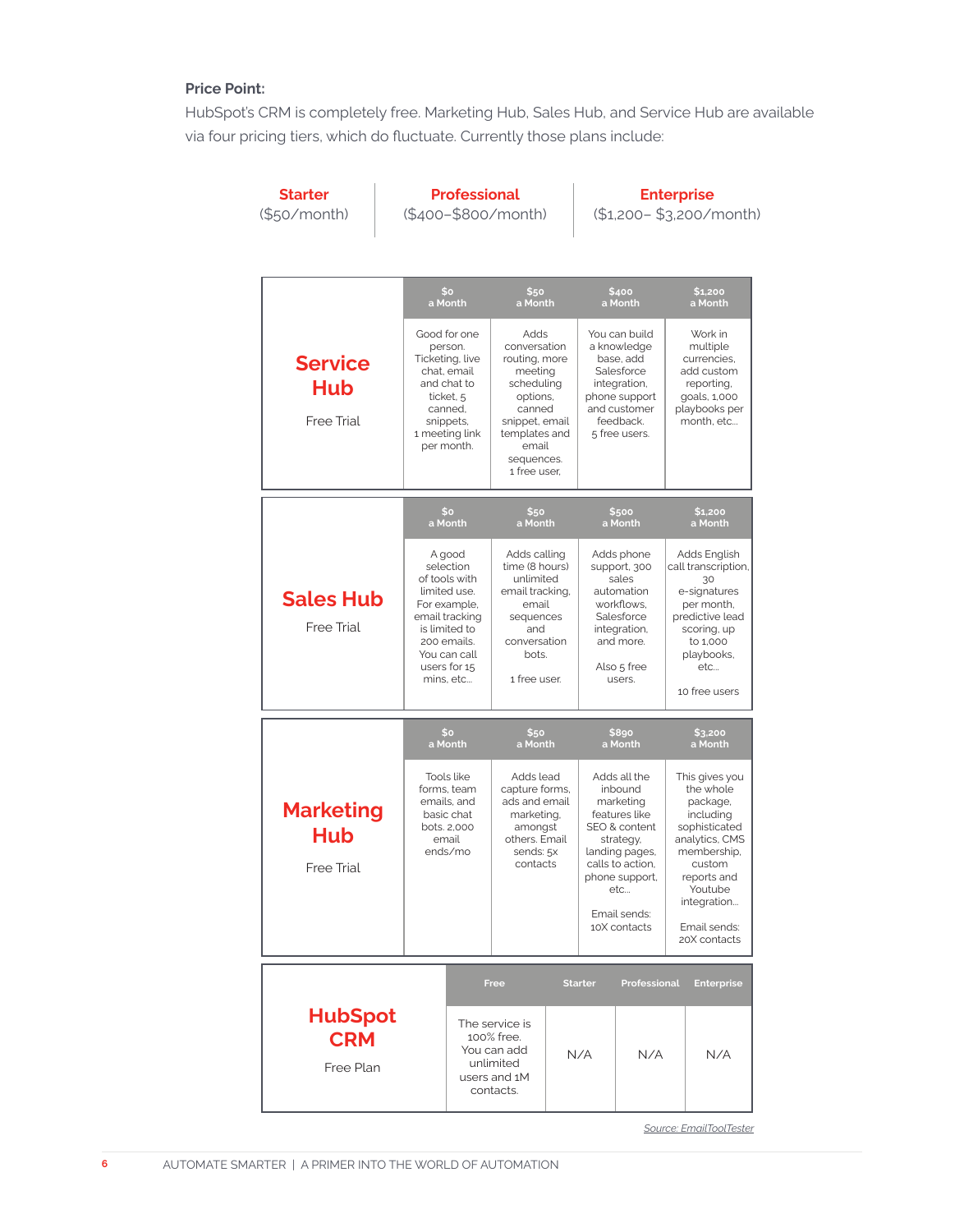**Price Point:**

HubSpot's CRM is completely free. Marketing Hub, Sales Hub, and Service Hub are available via four pricing tiers, which do fluctuate. Currently those plans include:

| Starter | Professional | Enterprise |
|---|---|---|
| ($50/month) | ($400–$800/month) | ($1,200– $3,200/month) |

| | $0 a Month | $50 a Month | $400 a Month | $1,200 a Month |
|---|---|---|---|---|
| **Service Hub** Free Trial | Good for one person. Ticketing, live chat, email and chat to ticket, 5 canned, snippets, 1 meeting link per month. | Adds conversation routing, more meeting scheduling options, canned snippet, email templates and email sequences. 1 free user. | You can build a knowledge base, add Salesforce integration, phone support and customer feedback. 5 free users. | Work in multiple currencies, add custom reporting, goals, 1,000 playbooks per month, etc... |

| | $0 a Month | $50 a Month | $500 a Month | $1,200 a Month |
|---|---|---|---|---|
| **Sales Hub** Free Trial | A good selection of tools with limited use. For example, email tracking is limited to 200 emails. You can call users for 15 mins, etc... | Adds calling time (8 hours) unlimited email tracking, email sequences and conversation bots. 1 free user. | Adds phone support, 300 sales automation workflows, Salesforce integration, and more. Also 5 free users. | Adds English call transcription, 30 e-signatures per month, predictive lead scoring, up to 1,000 playbooks, etc... 10 free users |

| | $0 a Month | $50 a Month | $890 a Month | $3,200 a Month |
|---|---|---|---|---|
| **Marketing Hub** Free Trial | Tools like forms, team emails, and basic chat bots. 2,000 email ends/mo | Adds lead capture forms, ads and email marketing, amongst others. Email sends: 5x contacts | Adds all the inbound marketing features like SEO & content strategy, landing pages, calls to action, phone support, etc... Email sends: 10X contacts | This gives you the whole package, including sophisticated analytics, CMS membership, custom reports and Youtube integration... Email sends: 20X contacts |

| | Free | Starter | Professional | Enterprise |
|---|---|---|---|---|
| **HubSpot CRM** Free Plan | The service is 100% free. You can add unlimited users and 1M contacts. | N/A | N/A | N/A |

Source: EmailToolTester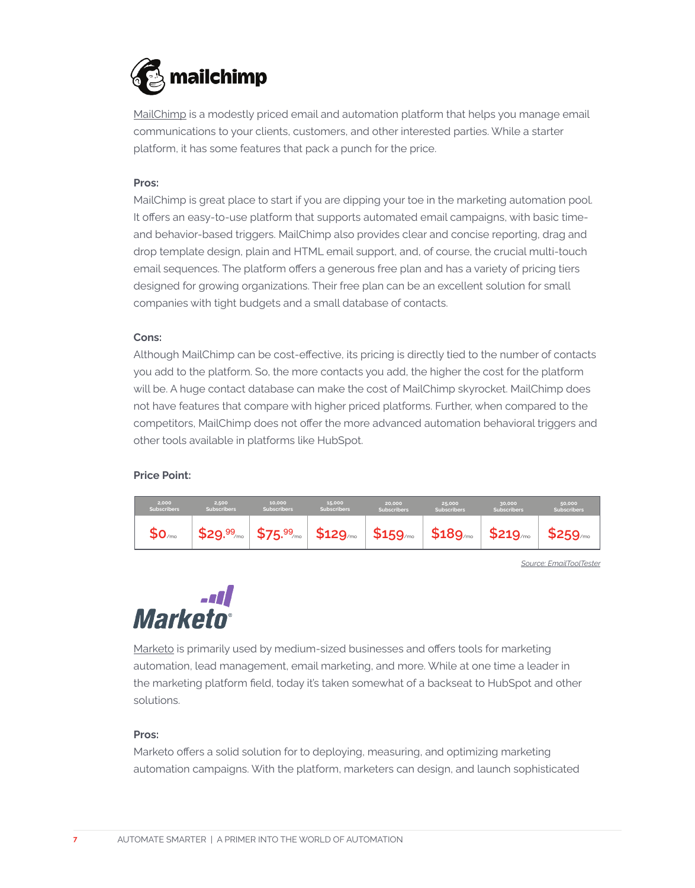## mailchimp

MailChimp is a modestly priced email and automation platform that helps you manage email communications to your clients, customers, and other interested parties. While a starter platform, it has some features that pack a punch for the price.

**Pros:**

MailChimp is great place to start if you are dipping your toe in the marketing automation pool. It offers an easy-to-use platform that supports automated email campaigns, with basic time- and behavior-based triggers. MailChimp also provides clear and concise reporting, drag and drop template design, plain and HTML email support, and, of course, the crucial multi-touch email sequences. The platform offers a generous free plan and has a variety of pricing tiers designed for growing organizations. Their free plan can be an excellent solution for small companies with tight budgets and a small database of contacts.

**Cons:**

Although MailChimp can be cost-effective, its pricing is directly tied to the number of contacts you add to the platform. So, the more contacts you add, the higher the cost for the platform will be. A huge contact database can make the cost of MailChimp skyrocket. MailChimp does not have features that compare with higher priced platforms. Further, when compared to the competitors, MailChimp does not offer the more advanced automation behavioral triggers and other tools available in platforms like HubSpot.

**Price Point:**

| 2,000 Subscribers | 2,500 Subscribers | 10,000 Subscribers | 15,000 Subscribers | 20,000 Subscribers | 25,000 Subscribers | 30,000 Subscribers | 50,000 Subscribers |
|---|---|---|---|---|---|---|---|
| $0/mo | $29.99/mo | $75.99/mo | $129/mo | $159/mo | $189/mo | $219/mo | $259/mo |

*Source: EmailToolTester*

## Marketo

Marketo is primarily used by medium-sized businesses and offers tools for marketing automation, lead management, email marketing, and more. While at one time a leader in the marketing platform field, today it's taken somewhat of a backseat to HubSpot and other solutions.

**Pros:**

Marketo offers a solid solution for to deploying, measuring, and optimizing marketing automation campaigns. With the platform, marketers can design, and launch sophisticated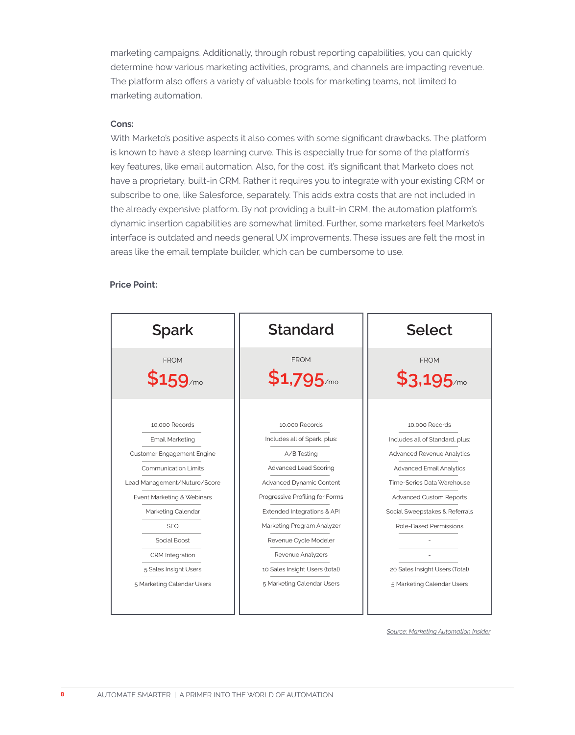marketing campaigns. Additionally, through robust reporting capabilities, you can quickly determine how various marketing activities, programs, and channels are impacting revenue. The platform also offers a variety of valuable tools for marketing teams, not limited to marketing automation.

**Cons:**

With Marketo's positive aspects it also comes with some significant drawbacks. The platform is known to have a steep learning curve. This is especially true for some of the platform's key features, like email automation. Also, for the cost, it's significant that Marketo does not have a proprietary, built-in CRM. Rather it requires you to integrate with your existing CRM or subscribe to one, like Salesforce, separately. This adds extra costs that are not included in the already expensive platform. By not providing a built-in CRM, the automation platform's dynamic insertion capabilities are somewhat limited. Further, some marketers feel Marketo's interface is outdated and needs general UX improvements. These issues are felt the most in areas like the email template builder, which can be cumbersome to use.

**Price Point:**

| Spark | Standard | Select |
|---|---|---|
| FROM $159/mo | FROM $1,795/mo | FROM $3,195/mo |
| 10,000 Records | 10,000 Records | 10,000 Records |
| Email Marketing | Includes all of Spark, plus: | Includes all of Standard, plus: |
| Customer Engagement Engine | A/B Testing | Advanced Revenue Analytics |
| Communication Limits | Advanced Lead Scoring | Advanced Email Analytics |
| Lead Management/Nuture/Score | Advanced Dynamic Content | Time-Series Data Warehouse |
| Event Marketing & Webinars | Progressive Profiling for Forms | Advanced Custom Reports |
| Marketing Calendar | Extended Integrations & API | Social Sweepstakes & Referrals |
| SEO | Marketing Program Analyzer | Role-Based Permissions |
| Social Boost | Revenue Cycle Modeler | - |
| CRM Integration | Revenue Analyzers | - |
| 5 Sales Insight Users | 10 Sales Insight Users (total) | 20 Sales Insight Users (Total) |
| 5 Marketing Calendar Users | 5 Marketing Calendar Users | 5 Marketing Calendar Users |

*Source: Marketing Automation Insider*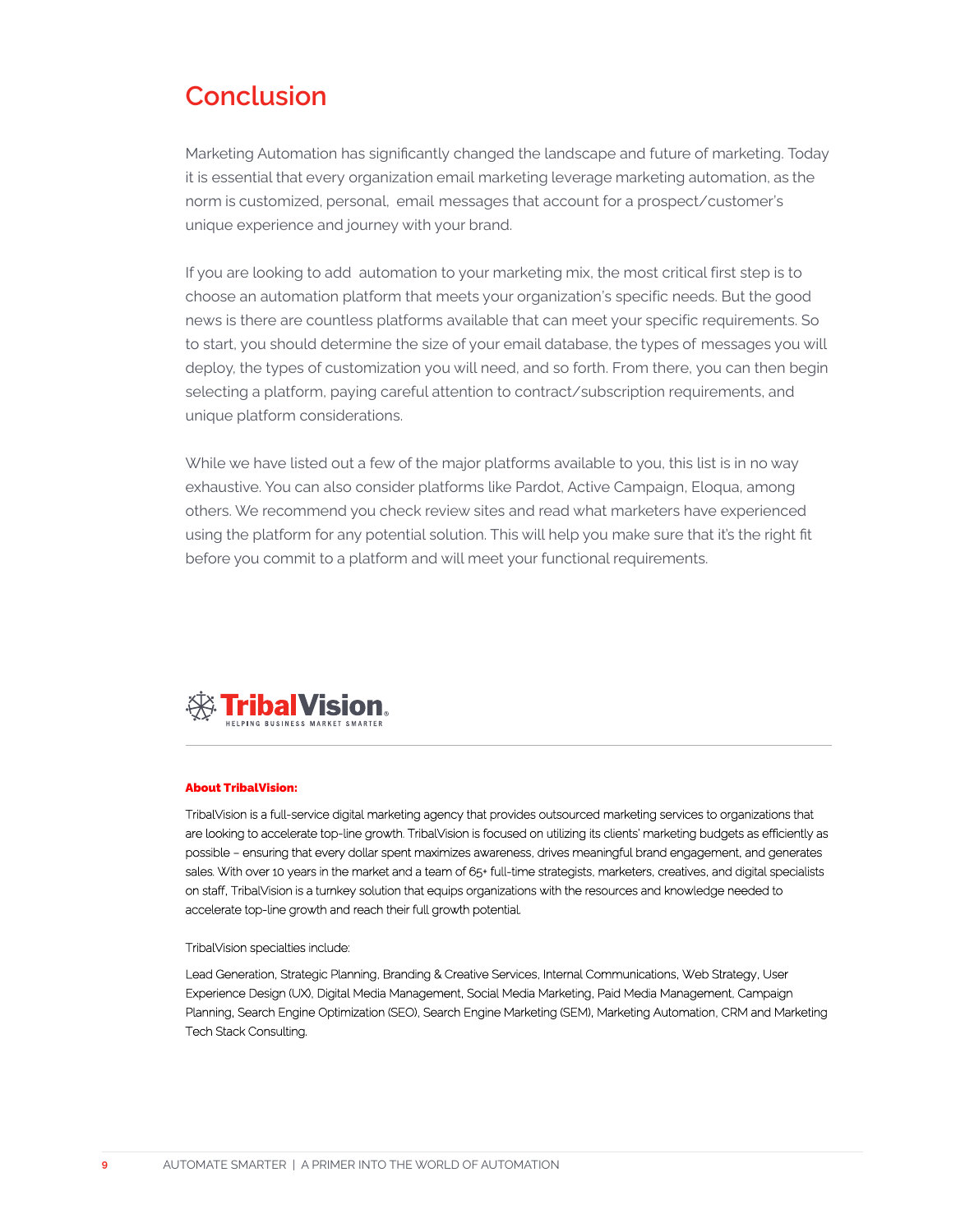## Conclusion

Marketing Automation has significantly changed the landscape and future of marketing. Today it is essential that every organization email marketing leverage marketing automation, as the norm is customized, personal, email messages that account for a prospect/customer's unique experience and journey with your brand.

If you are looking to add automation to your marketing mix, the most critical first step is to choose an automation platform that meets your organization's specific needs. But the good news is there are countless platforms available that can meet your specific requirements. So to start, you should determine the size of your email database, the types of messages you will deploy, the types of customization you will need, and so forth. From there, you can then begin selecting a platform, paying careful attention to contract/subscription requirements, and unique platform considerations.

While we have listed out a few of the major platforms available to you, this list is in no way exhaustive. You can also consider platforms like Pardot, Active Campaign, Eloqua, among others. We recommend you check review sites and read what marketers have experienced using the platform for any potential solution. This will help you make sure that it's the right fit before you commit to a platform and will meet your functional requirements.

TribalVision®
HELPING BUSINESS MARKET SMARTER

**About TribalVision:**

TribalVision is a full-service digital marketing agency that provides outsourced marketing services to organizations that are looking to accelerate top-line growth. TribalVision is focused on utilizing its clients' marketing budgets as efficiently as possible – ensuring that every dollar spent maximizes awareness, drives meaningful brand engagement, and generates sales. With over 10 years in the market and a team of 65+ full-time strategists, marketers, creatives, and digital specialists on staff, TribalVision is a turnkey solution that equips organizations with the resources and knowledge needed to accelerate top-line growth and reach their full growth potential.

TribalVision specialties include:

Lead Generation, Strategic Planning, Branding & Creative Services, Internal Communications, Web Strategy, User Experience Design (UX), Digital Media Management, Social Media Marketing, Paid Media Management, Campaign Planning, Search Engine Optimization (SEO), Search Engine Marketing (SEM), Marketing Automation, CRM and Marketing Tech Stack Consulting.